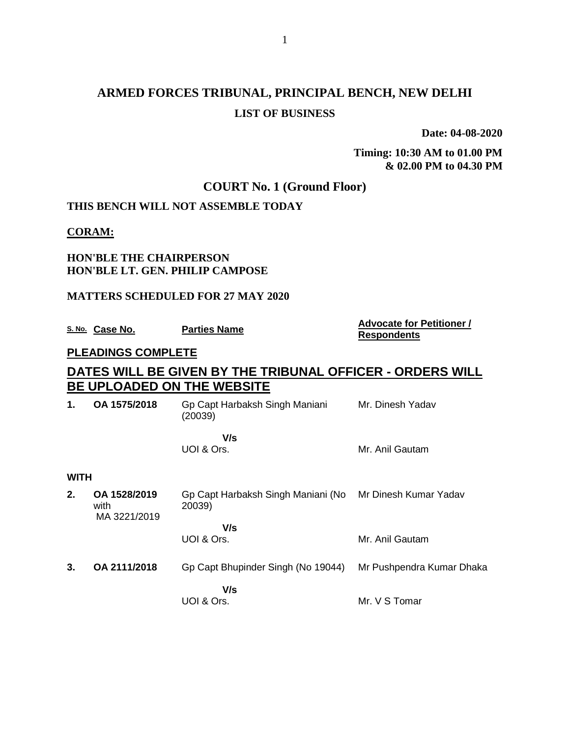# ARMED FORCES TRIBUNAL, PRINCIPAL BENCH, NEW DELHI

## LIST OF BUSINESS

**Date: 04-08-2020**

**Timing: 10:30 AM to 01.00 PM & 02.00 PM to 04.30 PM**

## COURT No. 1 (Ground Floor)

**THIS BENCH WILL NOT ASSEMBLE TODAY**

**CORAM:**

**HON'BLE THE CHAIRPERSON**
**HON'BLE LT. GEN. PHILIP CAMPOSE**

**MATTERS SCHEDULED FOR 27 MAY 2020**

| S. No. | Case No. | Parties Name | Advocate for Petitioner / Respondents |
|---|---|---|---|
| | **PLEADINGS COMPLETE** | | |
| | **DATES WILL BE GIVEN BY THE TRIBUNAL OFFICER - ORDERS WILL BE UPLOADED ON THE WEBSITE** | | |
| **1.** | **OA 1575/2018** | Gp Capt Harbaksh Singh Maniani (20039) | Mr. Dinesh Yadav |
| | | **V/s** | |
| | | UOI & Ors. | Mr. Anil Gautam |
| **WITH** | | | |
| **2.** | **OA 1528/2019** with MA 3221/2019 | Gp Capt Harbaksh Singh Maniani (No 20039) | Mr Dinesh Kumar Yadav |
| | | **V/s** | |
| | | UOI & Ors. | Mr. Anil Gautam |
| **3.** | **OA 2111/2018** | Gp Capt Bhupinder Singh (No 19044) | Mr Pushpendra Kumar Dhaka |
| | | **V/s** | |
| | | UOI & Ors. | Mr. V S Tomar |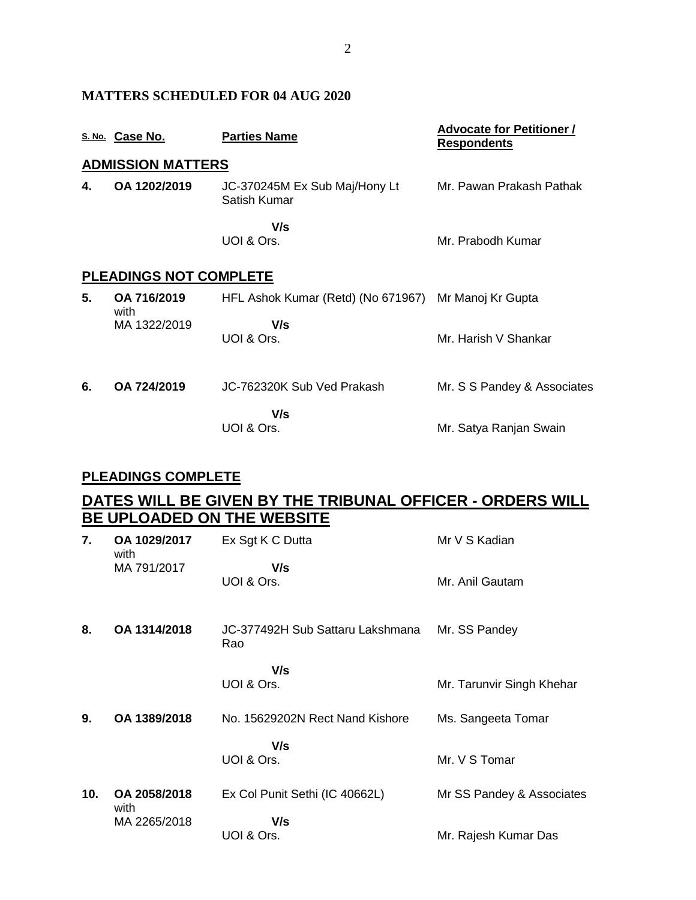**MATTERS SCHEDULED FOR 04 AUG 2020**

| S. No. | Case No. | Parties Name | Advocate for Petitioner / Respondents |
|---|---|---|---|
| **ADMISSION MATTERS** | | | |
| **4.** | **OA 1202/2019** | JC-370245M Ex Sub Maj/Hony Lt Satish Kumar | Mr. Pawan Prakash Pathak |
| | | **V/s** UOI & Ors. | Mr. Prabodh Kumar |
| **PLEADINGS NOT COMPLETE** | | | |
| **5.** | **OA 716/2019** with MA 1322/2019 | HFL Ashok Kumar (Retd) (No 671967) | Mr Manoj Kr Gupta |
| | | **V/s** UOI & Ors. | Mr. Harish V Shankar |
| **6.** | **OA 724/2019** | JC-762320K Sub Ved Prakash | Mr. S S Pandey & Associates |
| | | **V/s** UOI & Ors. | Mr. Satya Ranjan Swain |

**PLEADINGS COMPLETE**

## DATES WILL BE GIVEN BY THE TRIBUNAL OFFICER - ORDERS WILL BE UPLOADED ON THE WEBSITE

| S. No. | Case No. | Parties Name | Advocate for Petitioner / Respondents |
|---|---|---|---|
| **7.** | **OA 1029/2017** with MA 791/2017 | Ex Sgt K C Dutta | Mr V S Kadian |
| | | **V/s** UOI & Ors. | Mr. Anil Gautam |
| **8.** | **OA 1314/2018** | JC-377492H Sub Sattaru Lakshmana Rao | Mr. SS Pandey |
| | | **V/s** UOI & Ors. | Mr. Tarunvir Singh Khehar |
| **9.** | **OA 1389/2018** | No. 15629202N Rect Nand Kishore | Ms. Sangeeta Tomar |
| | | **V/s** UOI & Ors. | Mr. V S Tomar |
| **10.** | **OA 2058/2018** with MA 2265/2018 | Ex Col Punit Sethi (IC 40662L) | Mr SS Pandey & Associates |
| | | **V/s** UOI & Ors. | Mr. Rajesh Kumar Das |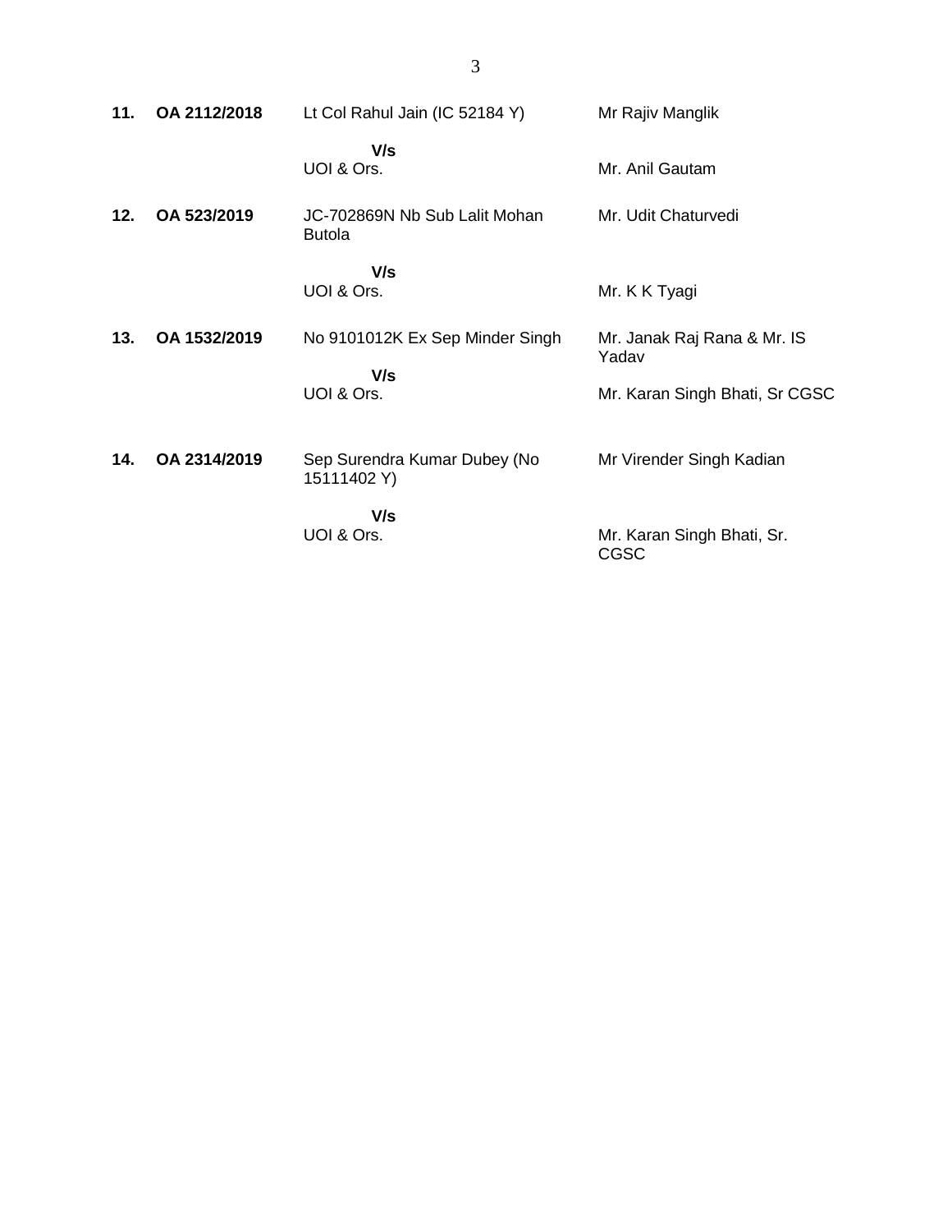| | | | |
|---|---|---|---|
| **11.** | **OA 2112/2018** | Lt Col Rahul Jain (IC 52184 Y)<br><br>**V/s**<br>UOI & Ors. | Mr Rajiv Manglik<br><br><br>Mr. Anil Gautam |
| **12.** | **OA 523/2019** | JC-702869N Nb Sub Lalit Mohan Butola<br><br>**V/s**<br>UOI & Ors. | Mr. Udit Chaturvedi<br><br><br>Mr. K K Tyagi |
| **13.** | **OA 1532/2019** | No 9101012K Ex Sep Minder Singh<br><br>**V/s**<br>UOI & Ors. | Mr. Janak Raj Rana & Mr. IS Yadav<br><br>Mr. Karan Singh Bhati, Sr CGSC |
| **14.** | **OA 2314/2019** | Sep Surendra Kumar Dubey (No 15111402 Y)<br><br>**V/s**<br>UOI & Ors. | Mr Virender Singh Kadian<br><br><br>Mr. Karan Singh Bhati, Sr. CGSC |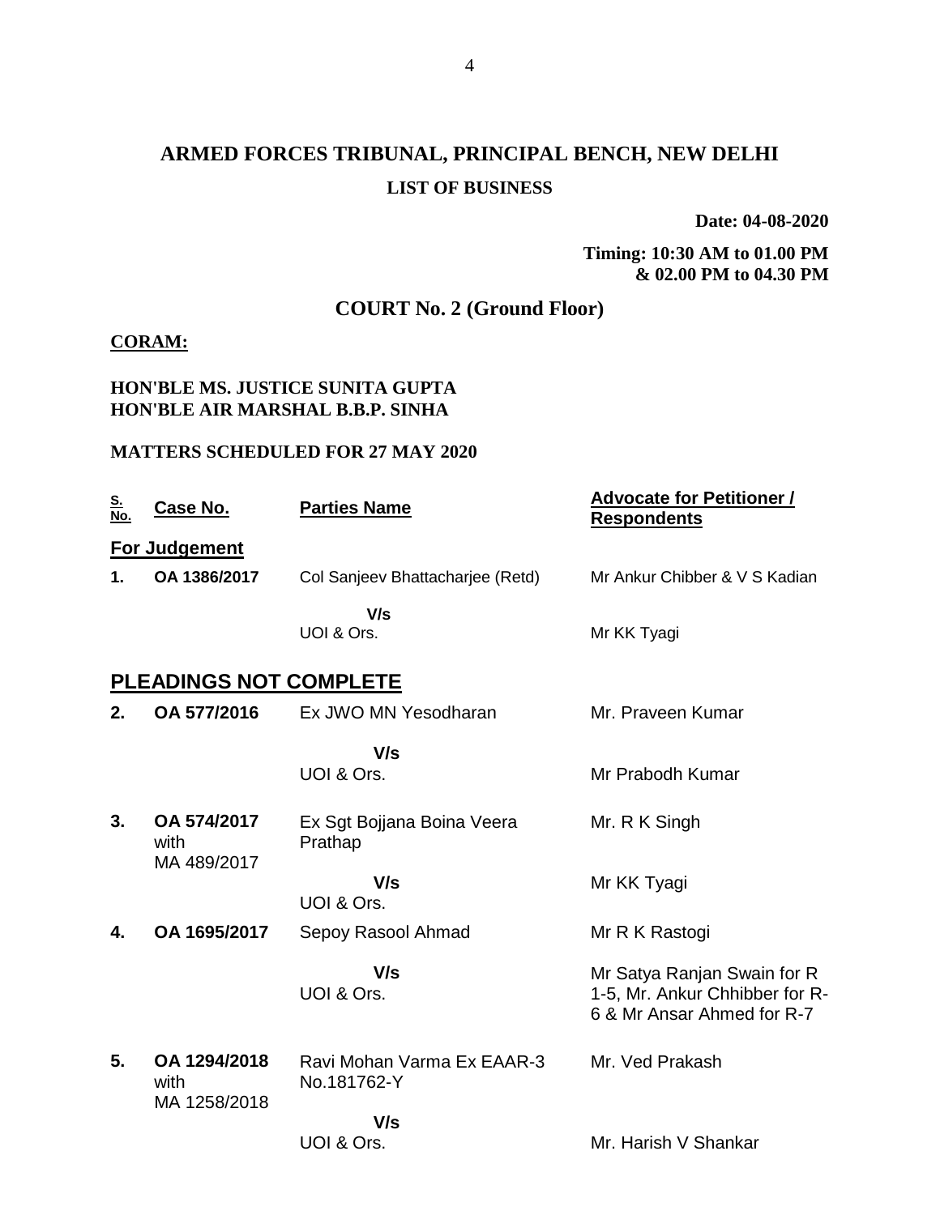# ARMED FORCES TRIBUNAL, PRINCIPAL BENCH, NEW DELHI

**LIST OF BUSINESS**

**Date: 04-08-2020**

**Timing: 10:30 AM to 01.00 PM & 02.00 PM to 04.30 PM**

## COURT No. 2 (Ground Floor)

**CORAM:**

**HON'BLE MS. JUSTICE SUNITA GUPTA**
**HON'BLE AIR MARSHAL B.B.P. SINHA**

**MATTERS SCHEDULED FOR 27 MAY 2020**

| S. No. | Case No. | Parties Name | Advocate for Petitioner / Respondents |
|---|---|---|---|
| **For Judgement** | | | |
| **1.** | **OA 1386/2017** | Col Sanjeev Bhattacharjee (Retd) | Mr Ankur Chibber & V S Kadian |
| | | **V/s** UOI & Ors. | Mr KK Tyagi |
| **PLEADINGS NOT COMPLETE** | | | |
| **2.** | **OA 577/2016** | Ex JWO MN Yesodharan | Mr. Praveen Kumar |
| | | **V/s** UOI & Ors. | Mr Prabodh Kumar |
| **3.** | **OA 574/2017** with MA 489/2017 | Ex Sgt Bojjana Boina Veera Prathap | Mr. R K Singh |
| | | **V/s** UOI & Ors. | Mr KK Tyagi |
| **4.** | **OA 1695/2017** | Sepoy Rasool Ahmad | Mr R K Rastogi |
| | | **V/s** UOI & Ors. | Mr Satya Ranjan Swain for R 1-5, Mr. Ankur Chhibber for R-6 & Mr Ansar Ahmed for R-7 |
| **5.** | **OA 1294/2018** with MA 1258/2018 | Ravi Mohan Varma Ex EAAR-3 No.181762-Y | Mr. Ved Prakash |
| | | **V/s** UOI & Ors. | Mr. Harish V Shankar |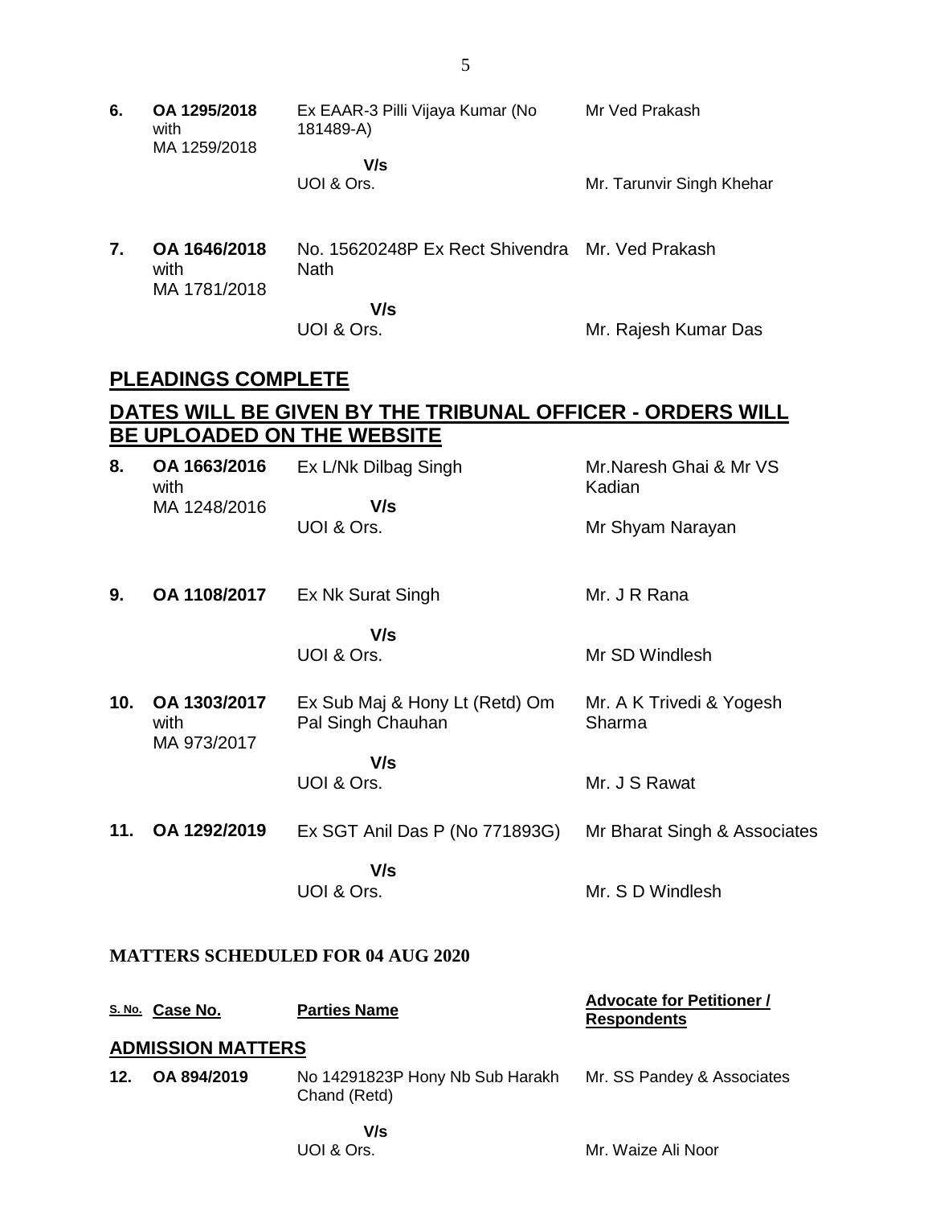| | | | |
|---|---|---|---|
| **6.** | **OA 1295/2018** with MA 1259/2018 | Ex EAAR-3 Pilli Vijaya Kumar (No 181489-A) **V/s** UOI & Ors. | Mr Ved Prakash<br><br>Mr. Tarunvir Singh Khehar |
| **7.** | **OA 1646/2018** with MA 1781/2018 | No. 15620248P Ex Rect Shivendra Nath **V/s** UOI & Ors. | Mr. Ved Prakash<br><br>Mr. Rajesh Kumar Das |

## PLEADINGS COMPLETE

## DATES WILL BE GIVEN BY THE TRIBUNAL OFFICER - ORDERS WILL BE UPLOADED ON THE WEBSITE

| | | | |
|---|---|---|---|
| **8.** | **OA 1663/2016** with MA 1248/2016 | Ex L/Nk Dilbag Singh **V/s** UOI & Ors. | Mr.Naresh Ghai & Mr VS Kadian<br><br>Mr Shyam Narayan |
| **9.** | **OA 1108/2017** | Ex Nk Surat Singh **V/s** UOI & Ors. | Mr. J R Rana<br><br>Mr SD Windlesh |
| **10.** | **OA 1303/2017** with MA 973/2017 | Ex Sub Maj & Hony Lt (Retd) Om Pal Singh Chauhan **V/s** UOI & Ors. | Mr. A K Trivedi & Yogesh Sharma<br><br>Mr. J S Rawat |
| **11.** | **OA 1292/2019** | Ex SGT Anil Das P (No 771893G) **V/s** UOI & Ors. | Mr Bharat Singh & Associates<br><br>Mr. S D Windlesh |

**MATTERS SCHEDULED FOR 04 AUG 2020**

| S. No. | Case No. | Parties Name | Advocate for Petitioner / Respondents |
|---|---|---|---|
| | **ADMISSION MATTERS** | | |
| **12.** | **OA 894/2019** | No 14291823P Hony Nb Sub Harakh Chand (Retd) **V/s** UOI & Ors. | Mr. SS Pandey & Associates<br><br>Mr. Waize Ali Noor |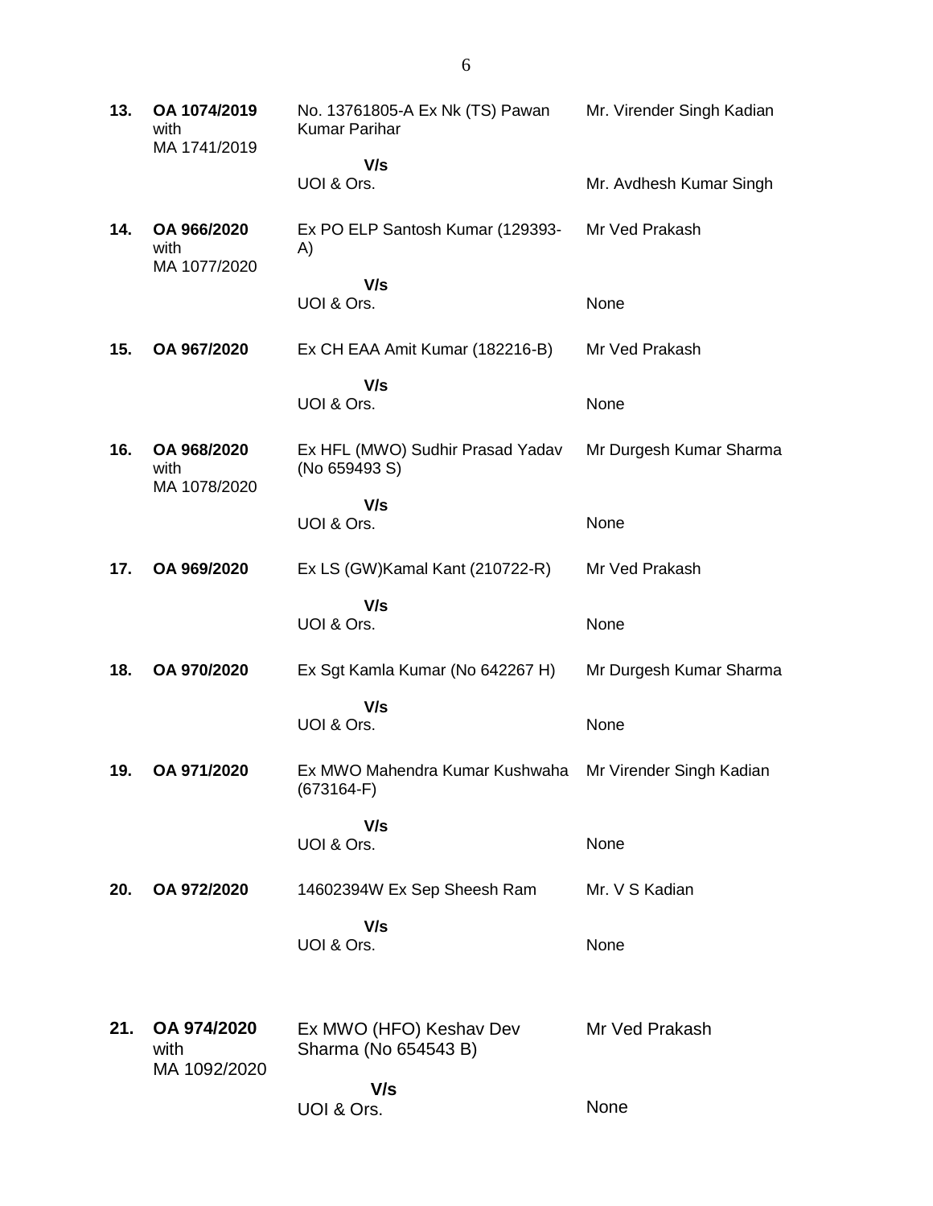| | | | |
|---|---|---|---|
| **13.** | **OA 1074/2019** with MA 1741/2019 | No. 13761805-A Ex Nk (TS) Pawan Kumar Parihar | Mr. Virender Singh Kadian |
| | | **V/s** UOI & Ors. | Mr. Avdhesh Kumar Singh |
| **14.** | **OA 966/2020** with MA 1077/2020 | Ex PO ELP Santosh Kumar (129393-A) | Mr Ved Prakash |
| | | **V/s** UOI & Ors. | None |
| **15.** | **OA 967/2020** | Ex CH EAA Amit Kumar (182216-B) | Mr Ved Prakash |
| | | **V/s** UOI & Ors. | None |
| **16.** | **OA 968/2020** with MA 1078/2020 | Ex HFL (MWO) Sudhir Prasad Yadav (No 659493 S) | Mr Durgesh Kumar Sharma |
| | | **V/s** UOI & Ors. | None |
| **17.** | **OA 969/2020** | Ex LS (GW)Kamal Kant (210722-R) | Mr Ved Prakash |
| | | **V/s** UOI & Ors. | None |
| **18.** | **OA 970/2020** | Ex Sgt Kamla Kumar (No 642267 H) | Mr Durgesh Kumar Sharma |
| | | **V/s** UOI & Ors. | None |
| **19.** | **OA 971/2020** | Ex MWO Mahendra Kumar Kushwaha (673164-F) | Mr Virender Singh Kadian |
| | | **V/s** UOI & Ors. | None |
| **20.** | **OA 972/2020** | 14602394W Ex Sep Sheesh Ram | Mr. V S Kadian |
| | | **V/s** UOI & Ors. | None |
| **21.** | **OA 974/2020** with MA 1092/2020 | Ex MWO (HFO) Keshav Dev Sharma (No 654543 B) | Mr Ved Prakash |
| | | **V/s** UOI & Ors. | None |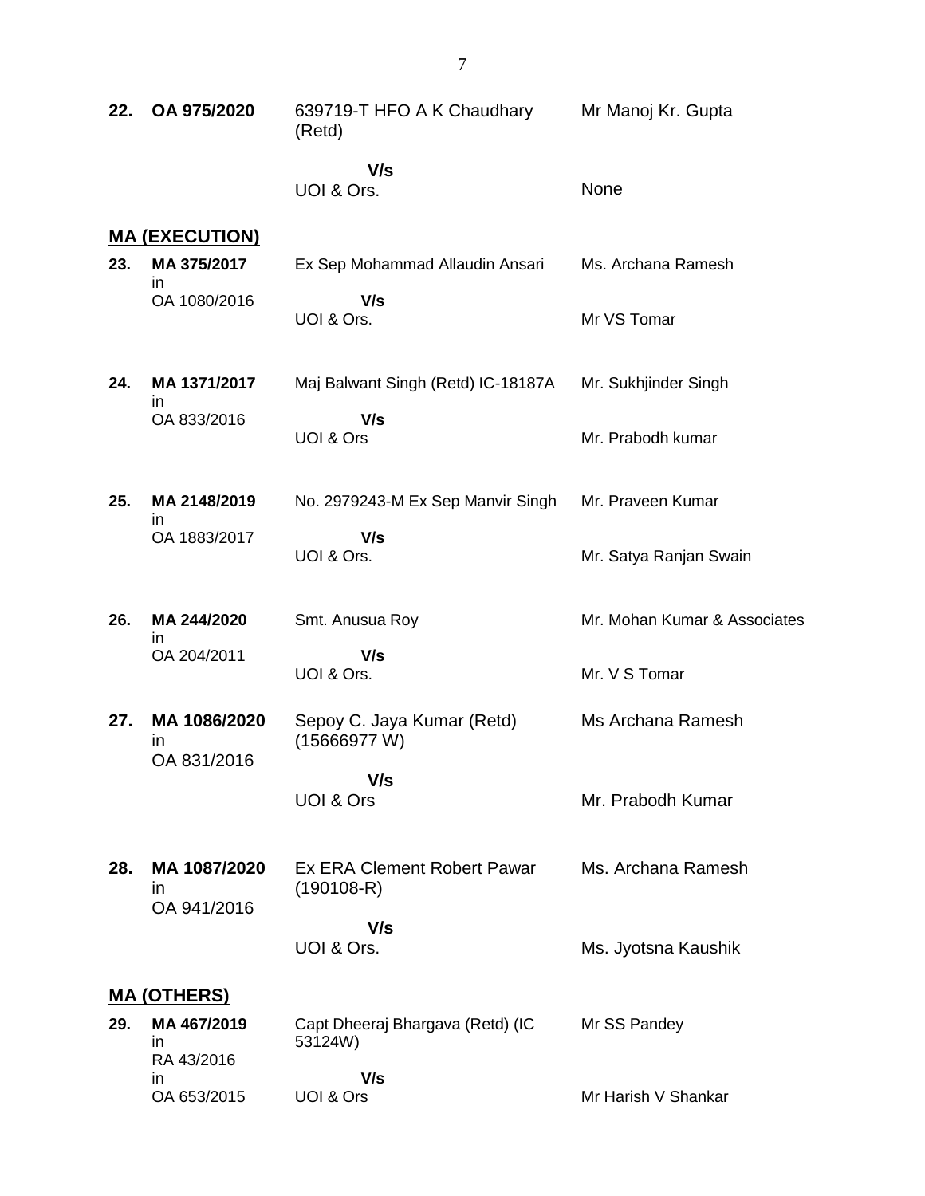| | | | |
|---|---|---|---|
| **22.** | **OA 975/2020** | 639719-T HFO A K Chaudhary (Retd) | Mr Manoj Kr. Gupta |
| | | **V/s** | |
| | | UOI & Ors. | None |

**MA (EXECUTION)**

| | | | |
|---|---|---|---|
| **23.** | **MA 375/2017** in OA 1080/2016 | Ex Sep Mohammad Allaudin Ansari | Ms. Archana Ramesh |
| | | **V/s** | |
| | | UOI & Ors. | Mr VS Tomar |
| **24.** | **MA 1371/2017** in OA 833/2016 | Maj Balwant Singh (Retd) IC-18187A | Mr. Sukhjinder Singh |
| | | **V/s** | |
| | | UOI & Ors | Mr. Prabodh kumar |
| **25.** | **MA 2148/2019** in OA 1883/2017 | No. 2979243-M Ex Sep Manvir Singh | Mr. Praveen Kumar |
| | | **V/s** | |
| | | UOI & Ors. | Mr. Satya Ranjan Swain |
| **26.** | **MA 244/2020** in OA 204/2011 | Smt. Anusua Roy | Mr. Mohan Kumar & Associates |
| | | **V/s** | |
| | | UOI & Ors. | Mr. V S Tomar |
| **27.** | **MA 1086/2020** in OA 831/2016 | Sepoy C. Jaya Kumar (Retd) (15666977 W) | Ms Archana Ramesh |
| | | **V/s** | |
| | | UOI & Ors | Mr. Prabodh Kumar |
| **28.** | **MA 1087/2020** in OA 941/2016 | Ex ERA Clement Robert Pawar (190108-R) | Ms. Archana Ramesh |
| | | **V/s** | |
| | | UOI & Ors. | Ms. Jyotsna Kaushik |

**MA (OTHERS)**

| | | | |
|---|---|---|---|
| **29.** | **MA 467/2019** in RA 43/2016 in OA 653/2015 | Capt Dheeraj Bhargava (Retd) (IC 53124W) | Mr SS Pandey |
| | | **V/s** | |
| | | UOI & Ors | Mr Harish V Shankar |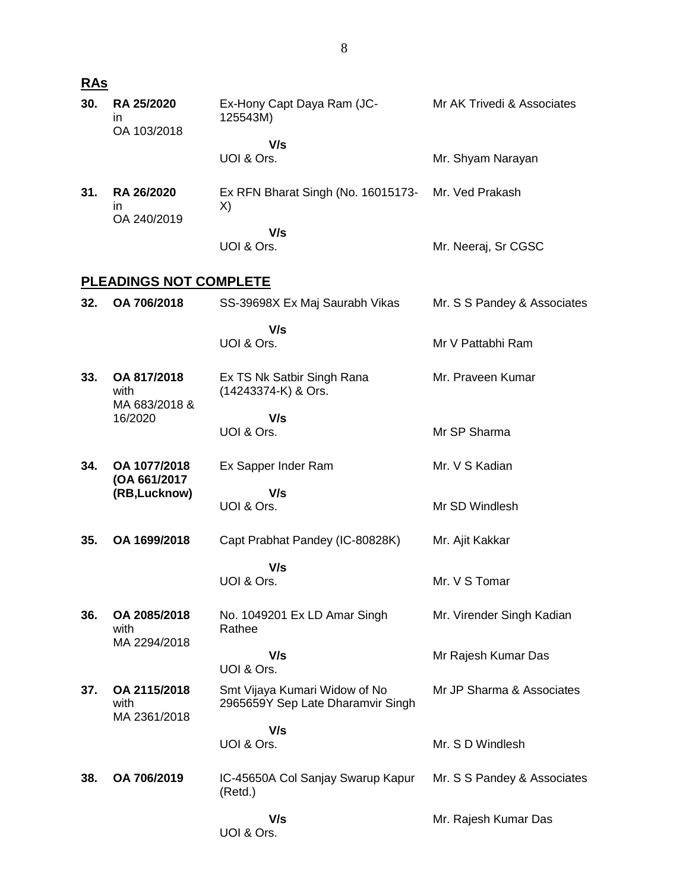## RAs

| No. | Case No. | Parties | Counsel |
|---|---|---|---|
| **30.** | **RA 25/2020** in OA 103/2018 | Ex-Hony Capt Daya Ram (JC-125543M) | Mr AK Trivedi & Associates |
| | | **V/s** UOI & Ors. | Mr. Shyam Narayan |
| **31.** | **RA 26/2020** in OA 240/2019 | Ex RFN Bharat Singh (No. 16015173-X) | Mr. Ved Prakash |
| | | **V/s** UOI & Ors. | Mr. Neeraj, Sr CGSC |

## PLEADINGS NOT COMPLETE

| No. | Case No. | Parties | Counsel |
|---|---|---|---|
| **32.** | **OA 706/2018** | SS-39698X Ex Maj Saurabh Vikas | Mr. S S Pandey & Associates |
| | | **V/s** UOI & Ors. | Mr V Pattabhi Ram |
| **33.** | **OA 817/2018** with MA 683/2018 & 16/2020 | Ex TS Nk Satbir Singh Rana (14243374-K) & Ors. | Mr. Praveen Kumar |
| | | **V/s** UOI & Ors. | Mr SP Sharma |
| **34.** | **OA 1077/2018 (OA 661/2017 (RB,Lucknow)** | Ex Sapper Inder Ram | Mr. V S Kadian |
| | | **V/s** UOI & Ors. | Mr SD Windlesh |
| **35.** | **OA 1699/2018** | Capt Prabhat Pandey (IC-80828K) | Mr. Ajit Kakkar |
| | | **V/s** UOI & Ors. | Mr. V S Tomar |
| **36.** | **OA 2085/2018** with MA 2294/2018 | No. 1049201 Ex LD Amar Singh Rathee | Mr. Virender Singh Kadian |
| | | **V/s** UOI & Ors. | Mr Rajesh Kumar Das |
| **37.** | **OA 2115/2018** with MA 2361/2018 | Smt Vijaya Kumari Widow of No 2965659Y Sep Late Dharamvir Singh | Mr JP Sharma & Associates |
| | | **V/s** UOI & Ors. | Mr. S D Windlesh |
| **38.** | **OA 706/2019** | IC-45650A Col Sanjay Swarup Kapur (Retd.) | Mr. S S Pandey & Associates |
| | | **V/s** UOI & Ors. | Mr. Rajesh Kumar Das |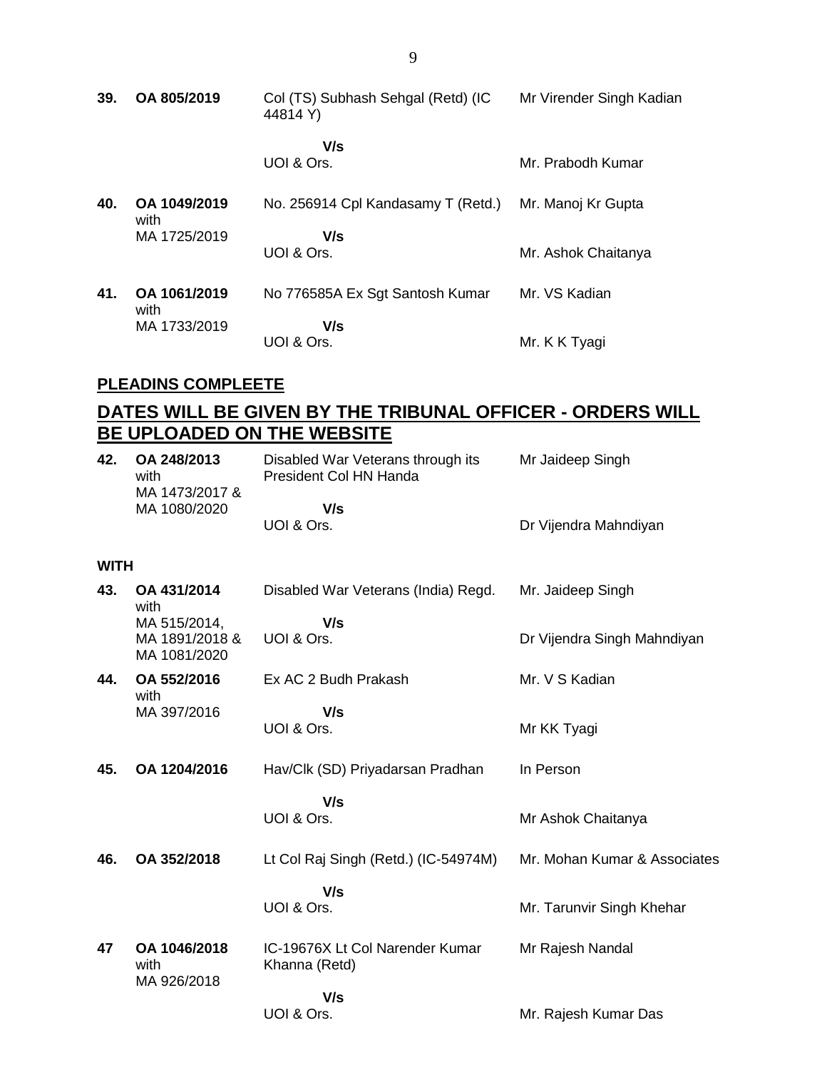| | | | |
|---|---|---|---|
| **39.** | **OA 805/2019** | Col (TS) Subhash Sehgal (Retd) (IC 44814 Y)<br>**V/s**<br>UOI & Ors. | Mr Virender Singh Kadian<br><br>Mr. Prabodh Kumar |
| **40.** | **OA 1049/2019** with MA 1725/2019 | No. 256914 Cpl Kandasamy T (Retd.)<br>**V/s**<br>UOI & Ors. | Mr. Manoj Kr Gupta<br><br>Mr. Ashok Chaitanya |
| **41.** | **OA 1061/2019** with MA 1733/2019 | No 776585A Ex Sgt Santosh Kumar<br>**V/s**<br>UOI & Ors. | Mr. VS Kadian<br><br>Mr. K K Tyagi |

**PLEADINS COMPLEETE**

## DATES WILL BE GIVEN BY THE TRIBUNAL OFFICER - ORDERS WILL BE UPLOADED ON THE WEBSITE

| | | | |
|---|---|---|---|
| **42.** | **OA 248/2013** with MA 1473/2017 & MA 1080/2020 | Disabled War Veterans through its President Col HN Handa<br>**V/s**<br>UOI & Ors. | Mr Jaideep Singh<br><br>Dr Vijendra Mahndiyan |

**WITH**

| | | | |
|---|---|---|---|
| **43.** | **OA 431/2014** with MA 515/2014, MA 1891/2018 & MA 1081/2020 | Disabled War Veterans (India) Regd.<br>**V/s**<br>UOI & Ors. | Mr. Jaideep Singh<br><br>Dr Vijendra Singh Mahndiyan |
| **44.** | **OA 552/2016** with MA 397/2016 | Ex AC 2 Budh Prakash<br>**V/s**<br>UOI & Ors. | Mr. V S Kadian<br><br>Mr KK Tyagi |
| **45.** | **OA 1204/2016** | Hav/Clk (SD) Priyadarsan Pradhan<br>**V/s**<br>UOI & Ors. | In Person<br><br>Mr Ashok Chaitanya |
| **46.** | **OA 352/2018** | Lt Col Raj Singh (Retd.) (IC-54974M)<br>**V/s**<br>UOI & Ors. | Mr. Mohan Kumar & Associates<br><br>Mr. Tarunvir Singh Khehar |
| **47** | **OA 1046/2018** with MA 926/2018 | IC-19676X Lt Col Narender Kumar Khanna (Retd)<br>**V/s**<br>UOI & Ors. | Mr Rajesh Nandal<br><br>Mr. Rajesh Kumar Das |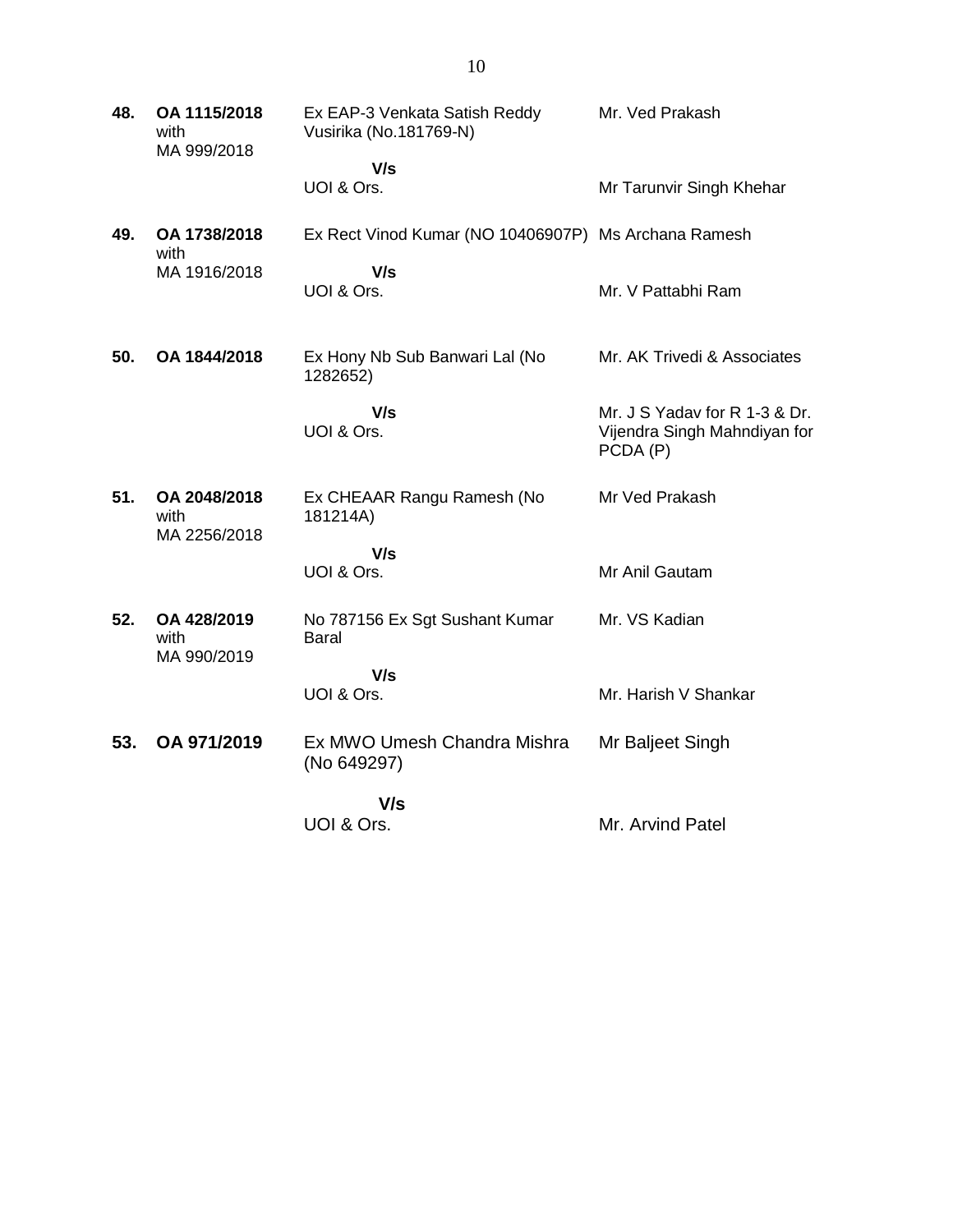| | | | |
|---|---|---|---|
| **48.** | **OA 1115/2018** with MA 999/2018 | Ex EAP-3 Venkata Satish Reddy Vusirika (No.181769-N) | Mr. Ved Prakash |
| | | **V/s** UOI & Ors. | Mr Tarunvir Singh Khehar |
| **49.** | **OA 1738/2018** with MA 1916/2018 | Ex Rect Vinod Kumar (NO 10406907P) | Ms Archana Ramesh |
| | | **V/s** UOI & Ors. | Mr. V Pattabhi Ram |
| **50.** | **OA 1844/2018** | Ex Hony Nb Sub Banwari Lal (No 1282652) | Mr. AK Trivedi & Associates |
| | | **V/s** UOI & Ors. | Mr. J S Yadav for R 1-3 & Dr. Vijendra Singh Mahndiyan for PCDA (P) |
| **51.** | **OA 2048/2018** with MA 2256/2018 | Ex CHEAAR Rangu Ramesh (No 181214A) | Mr Ved Prakash |
| | | **V/s** UOI & Ors. | Mr Anil Gautam |
| **52.** | **OA 428/2019** with MA 990/2019 | No 787156 Ex Sgt Sushant Kumar Baral | Mr. VS Kadian |
| | | **V/s** UOI & Ors. | Mr. Harish V Shankar |
| **53.** | **OA 971/2019** | Ex MWO Umesh Chandra Mishra (No 649297) | Mr Baljeet Singh |
| | | **V/s** UOI & Ors. | Mr. Arvind Patel |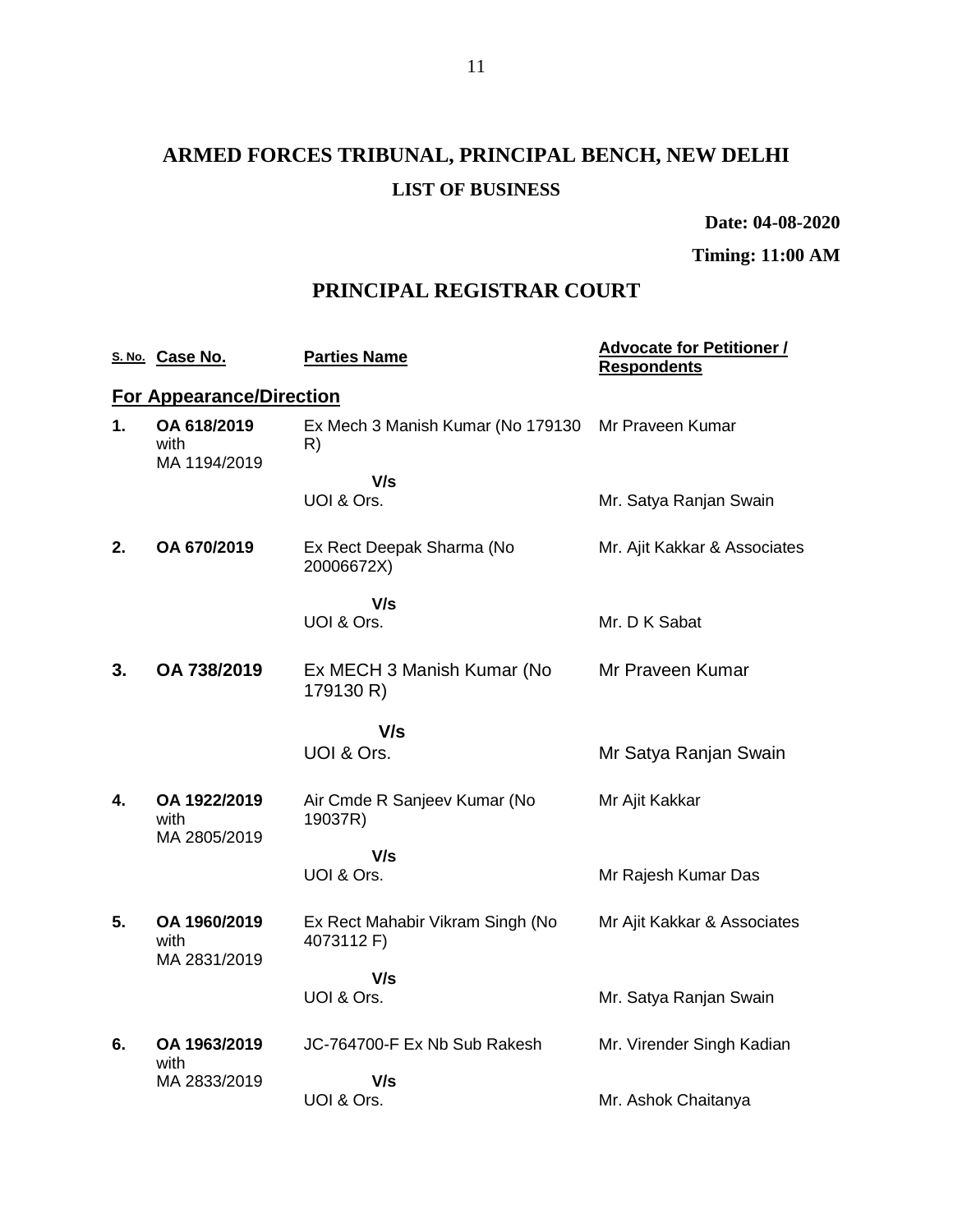# ARMED FORCES TRIBUNAL, PRINCIPAL BENCH, NEW DELHI

## LIST OF BUSINESS

**Date: 04-08-2020**

**Timing: 11:00 AM**

## PRINCIPAL REGISTRAR COURT

| S. No. | Case No. | Parties Name | Advocate for Petitioner / Respondents |
|---|---|---|---|
| **For Appearance/Direction** | | | |
| **1.** | **OA 618/2019** with MA 1194/2019 | Ex Mech 3 Manish Kumar (No 179130 R) | Mr Praveen Kumar |
| | | **V/s** UOI & Ors. | Mr. Satya Ranjan Swain |
| **2.** | **OA 670/2019** | Ex Rect Deepak Sharma (No 20006672X) | Mr. Ajit Kakkar & Associates |
| | | **V/s** UOI & Ors. | Mr. D K Sabat |
| **3.** | **OA 738/2019** | Ex MECH 3 Manish Kumar (No 179130 R) | Mr Praveen Kumar |
| | | **V/s** UOI & Ors. | Mr Satya Ranjan Swain |
| **4.** | **OA 1922/2019** with MA 2805/2019 | Air Cmde R Sanjeev Kumar (No 19037R) | Mr Ajit Kakkar |
| | | **V/s** UOI & Ors. | Mr Rajesh Kumar Das |
| **5.** | **OA 1960/2019** with MA 2831/2019 | Ex Rect Mahabir Vikram Singh (No 4073112 F) | Mr Ajit Kakkar & Associates |
| | | **V/s** UOI & Ors. | Mr. Satya Ranjan Swain |
| **6.** | **OA 1963/2019** with MA 2833/2019 | JC-764700-F Ex Nb Sub Rakesh | Mr. Virender Singh Kadian |
| | | **V/s** UOI & Ors. | Mr. Ashok Chaitanya |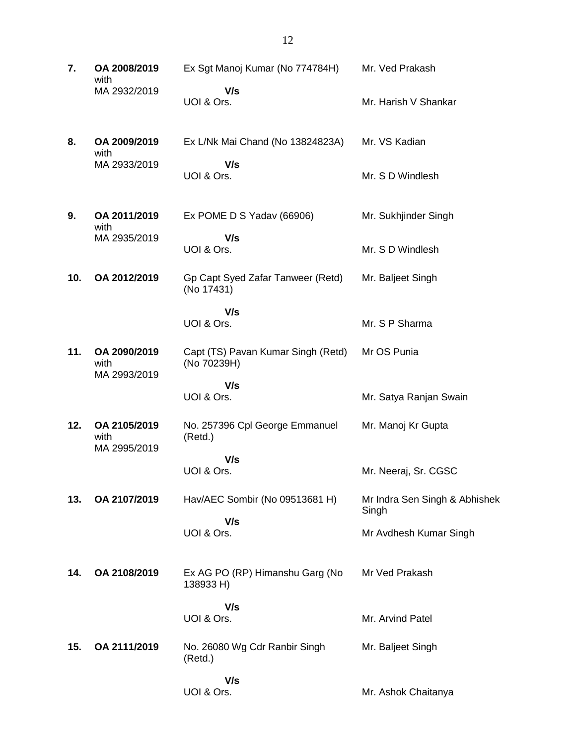| | | | |
|---|---|---|---|
| **7.** | **OA 2008/2019** with MA 2932/2019 | Ex Sgt Manoj Kumar (No 774784H)<br>**V/s**<br>UOI & Ors. | Mr. Ved Prakash<br><br>Mr. Harish V Shankar |
| **8.** | **OA 2009/2019** with MA 2933/2019 | Ex L/Nk Mai Chand (No 13824823A)<br>**V/s**<br>UOI & Ors. | Mr. VS Kadian<br><br>Mr. S D Windlesh |
| **9.** | **OA 2011/2019** with MA 2935/2019 | Ex POME D S Yadav (66906)<br>**V/s**<br>UOI & Ors. | Mr. Sukhjinder Singh<br><br>Mr. S D Windlesh |
| **10.** | **OA 2012/2019** | Gp Capt Syed Zafar Tanweer (Retd) (No 17431)<br>**V/s**<br>UOI & Ors. | Mr. Baljeet Singh<br><br>Mr. S P Sharma |
| **11.** | **OA 2090/2019** with MA 2993/2019 | Capt (TS) Pavan Kumar Singh (Retd) (No 70239H)<br>**V/s**<br>UOI & Ors. | Mr OS Punia<br><br>Mr. Satya Ranjan Swain |
| **12.** | **OA 2105/2019** with MA 2995/2019 | No. 257396 Cpl George Emmanuel (Retd.)<br>**V/s**<br>UOI & Ors. | Mr. Manoj Kr Gupta<br><br>Mr. Neeraj, Sr. CGSC |
| **13.** | **OA 2107/2019** | Hav/AEC Sombir (No 09513681 H)<br>**V/s**<br>UOI & Ors. | Mr Indra Sen Singh & Abhishek Singh<br><br>Mr Avdhesh Kumar Singh |
| **14.** | **OA 2108/2019** | Ex AG PO (RP) Himanshu Garg (No 138933 H)<br>**V/s**<br>UOI & Ors. | Mr Ved Prakash<br><br>Mr. Arvind Patel |
| **15.** | **OA 2111/2019** | No. 26080 Wg Cdr Ranbir Singh (Retd.)<br>**V/s**<br>UOI & Ors. | Mr. Baljeet Singh<br><br>Mr. Ashok Chaitanya |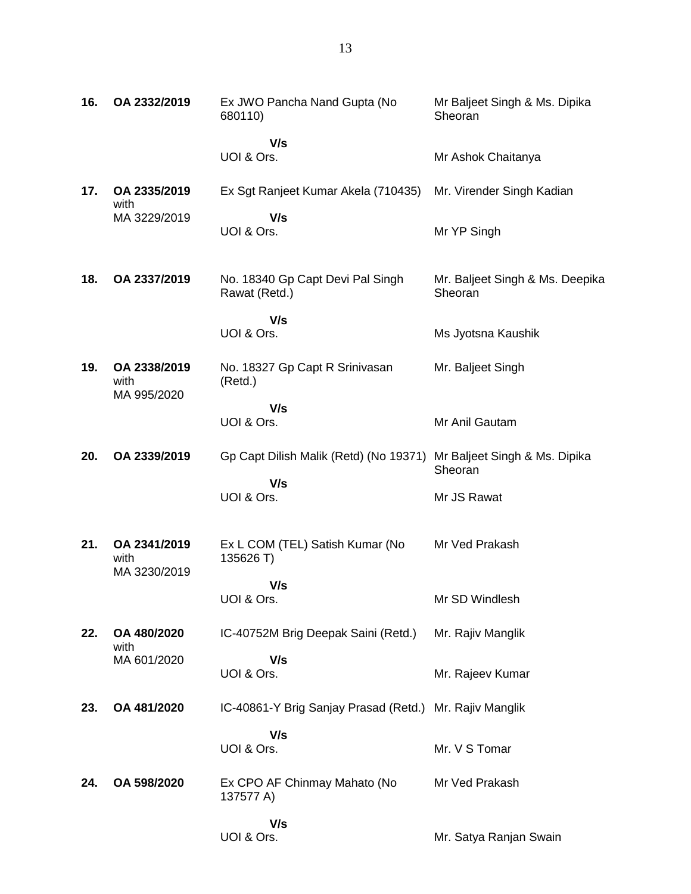| | | | |
|---|---|---|---|
| **16.** | **OA 2332/2019** | Ex JWO Pancha Nand Gupta (No 680110)<br><br>**V/s**<br>UOI & Ors. | Mr Baljeet Singh & Ms. Dipika Sheoran<br><br>Mr Ashok Chaitanya |
| **17.** | **OA 2335/2019** with MA 3229/2019 | Ex Sgt Ranjeet Kumar Akela (710435)<br><br>**V/s**<br>UOI & Ors. | Mr. Virender Singh Kadian<br><br>Mr YP Singh |
| **18.** | **OA 2337/2019** | No. 18340 Gp Capt Devi Pal Singh Rawat (Retd.)<br><br>**V/s**<br>UOI & Ors. | Mr. Baljeet Singh & Ms. Deepika Sheoran<br><br>Ms Jyotsna Kaushik |
| **19.** | **OA 2338/2019** with MA 995/2020 | No. 18327 Gp Capt R Srinivasan (Retd.)<br><br>**V/s**<br>UOI & Ors. | Mr. Baljeet Singh<br><br>Mr Anil Gautam |
| **20.** | **OA 2339/2019** | Gp Capt Dilish Malik (Retd) (No 19371)<br><br>**V/s**<br>UOI & Ors. | Mr Baljeet Singh & Ms. Dipika Sheoran<br><br>Mr JS Rawat |
| **21.** | **OA 2341/2019** with MA 3230/2019 | Ex L COM (TEL) Satish Kumar (No 135626 T)<br><br>**V/s**<br>UOI & Ors. | Mr Ved Prakash<br><br>Mr SD Windlesh |
| **22.** | **OA 480/2020** with MA 601/2020 | IC-40752M Brig Deepak Saini (Retd.)<br><br>**V/s**<br>UOI & Ors. | Mr. Rajiv Manglik<br><br>Mr. Rajeev Kumar |
| **23.** | **OA 481/2020** | IC-40861-Y Brig Sanjay Prasad (Retd.)<br><br>**V/s**<br>UOI & Ors. | Mr. Rajiv Manglik<br><br>Mr. V S Tomar |
| **24.** | **OA 598/2020** | Ex CPO AF Chinmay Mahato (No 137577 A)<br><br>**V/s**<br>UOI & Ors. | Mr Ved Prakash<br><br>Mr. Satya Ranjan Swain |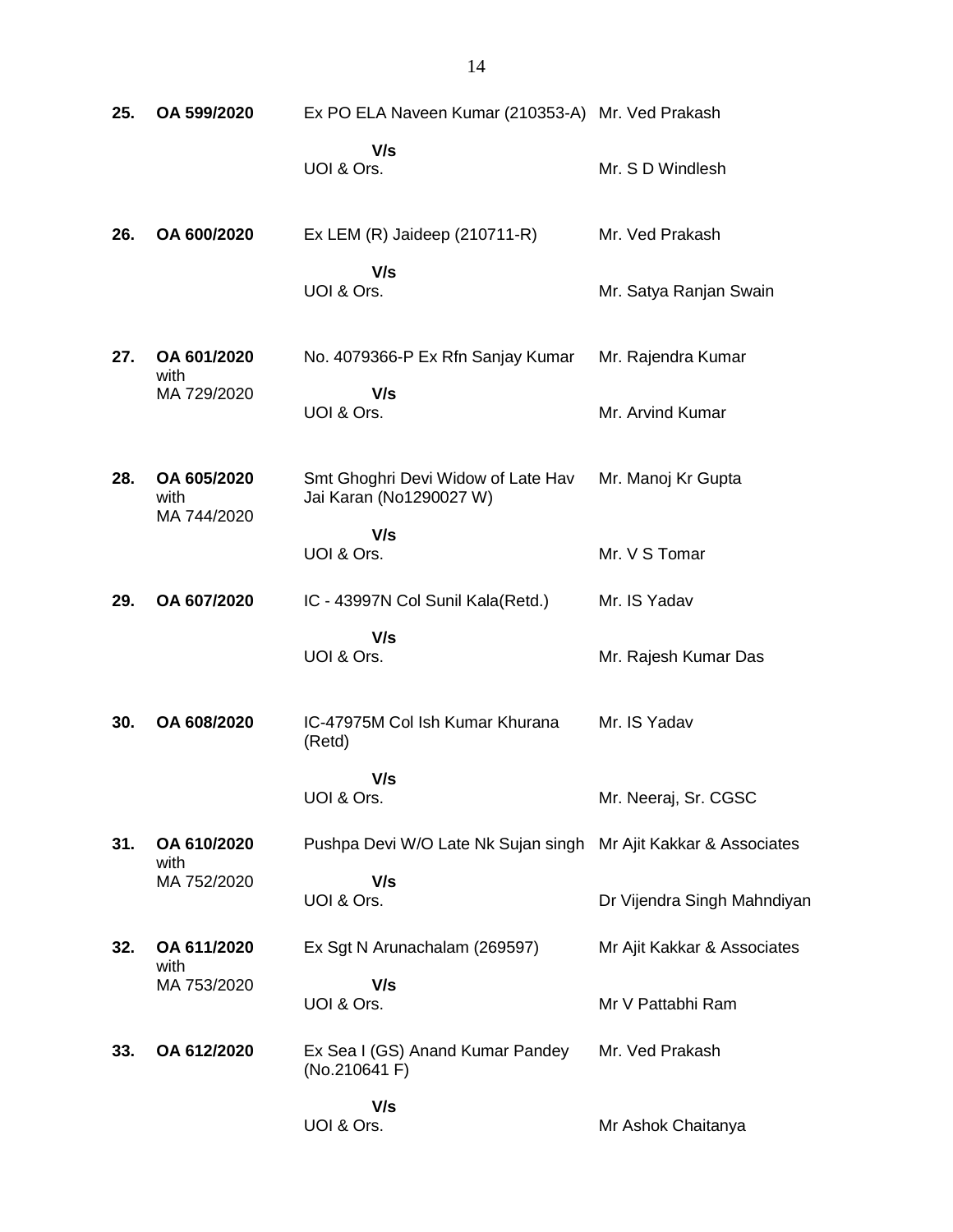| | | | |
|---|---|---|---|
| **25.** | **OA 599/2020** | Ex PO ELA Naveen Kumar (210353-A)<br>**V/s**<br>UOI & Ors. | Mr. Ved Prakash<br><br>Mr. S D Windlesh |
| **26.** | **OA 600/2020** | Ex LEM (R) Jaideep (210711-R)<br>**V/s**<br>UOI & Ors. | Mr. Ved Prakash<br><br>Mr. Satya Ranjan Swain |
| **27.** | **OA 601/2020** with MA 729/2020 | No. 4079366-P Ex Rfn Sanjay Kumar<br>**V/s**<br>UOI & Ors. | Mr. Rajendra Kumar<br><br>Mr. Arvind Kumar |
| **28.** | **OA 605/2020** with MA 744/2020 | Smt Ghoghri Devi Widow of Late Hav Jai Karan (No1290027 W)<br>**V/s**<br>UOI & Ors. | Mr. Manoj Kr Gupta<br><br>Mr. V S Tomar |
| **29.** | **OA 607/2020** | IC - 43997N Col Sunil Kala(Retd.)<br>**V/s**<br>UOI & Ors. | Mr. IS Yadav<br><br>Mr. Rajesh Kumar Das |
| **30.** | **OA 608/2020** | IC-47975M Col Ish Kumar Khurana (Retd)<br>**V/s**<br>UOI & Ors. | Mr. IS Yadav<br><br>Mr. Neeraj, Sr. CGSC |
| **31.** | **OA 610/2020** with MA 752/2020 | Pushpa Devi W/O Late Nk Sujan singh<br>**V/s**<br>UOI & Ors. | Mr Ajit Kakkar & Associates<br><br>Dr Vijendra Singh Mahndiyan |
| **32.** | **OA 611/2020** with MA 753/2020 | Ex Sgt N Arunachalam (269597)<br>**V/s**<br>UOI & Ors. | Mr Ajit Kakkar & Associates<br><br>Mr V Pattabhi Ram |
| **33.** | **OA 612/2020** | Ex Sea I (GS) Anand Kumar Pandey (No.210641 F)<br>**V/s**<br>UOI & Ors. | Mr. Ved Prakash<br><br>Mr Ashok Chaitanya |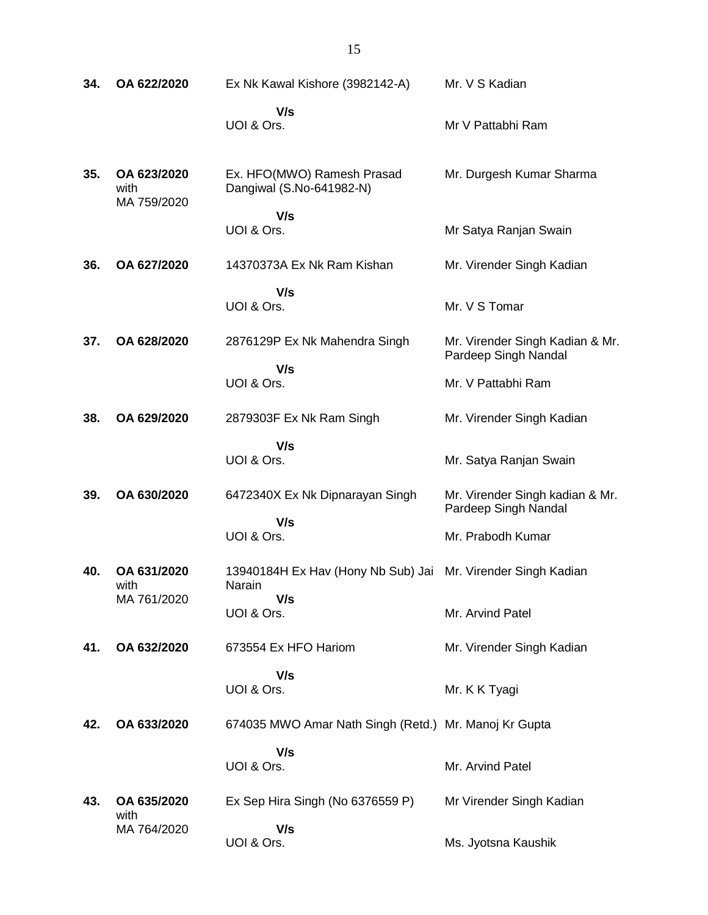| | | | |
|---|---|---|---|
| **34.** | **OA 622/2020** | Ex Nk Kawal Kishore (3982142-A)<br>**V/s**<br>UOI & Ors. | Mr. V S Kadian<br><br>Mr V Pattabhi Ram |
| **35.** | **OA 623/2020** with MA 759/2020 | Ex. HFO(MWO) Ramesh Prasad Dangiwal (S.No-641982-N)<br>**V/s**<br>UOI & Ors. | Mr. Durgesh Kumar Sharma<br><br>Mr Satya Ranjan Swain |
| **36.** | **OA 627/2020** | 14370373A Ex Nk Ram Kishan<br>**V/s**<br>UOI & Ors. | Mr. Virender Singh Kadian<br><br>Mr. V S Tomar |
| **37.** | **OA 628/2020** | 2876129P Ex Nk Mahendra Singh<br>**V/s**<br>UOI & Ors. | Mr. Virender Singh Kadian & Mr. Pardeep Singh Nandal<br><br>Mr. V Pattabhi Ram |
| **38.** | **OA 629/2020** | 2879303F Ex Nk Ram Singh<br>**V/s**<br>UOI & Ors. | Mr. Virender Singh Kadian<br><br>Mr. Satya Ranjan Swain |
| **39.** | **OA 630/2020** | 6472340X Ex Nk Dipnarayan Singh<br>**V/s**<br>UOI & Ors. | Mr. Virender Singh kadian & Mr. Pardeep Singh Nandal<br><br>Mr. Prabodh Kumar |
| **40.** | **OA 631/2020** with MA 761/2020 | 13940184H Ex Hav (Hony Nb Sub) Jai Narain<br>**V/s**<br>UOI & Ors. | Mr. Virender Singh Kadian<br><br>Mr. Arvind Patel |
| **41.** | **OA 632/2020** | 673554 Ex HFO Hariom<br>**V/s**<br>UOI & Ors. | Mr. Virender Singh Kadian<br><br>Mr. K K Tyagi |
| **42.** | **OA 633/2020** | 674035 MWO Amar Nath Singh (Retd.)<br>**V/s**<br>UOI & Ors. | Mr. Manoj Kr Gupta<br><br>Mr. Arvind Patel |
| **43.** | **OA 635/2020** with MA 764/2020 | Ex Sep Hira Singh (No 6376559 P)<br>**V/s**<br>UOI & Ors. | Mr Virender Singh Kadian<br><br>Ms. Jyotsna Kaushik |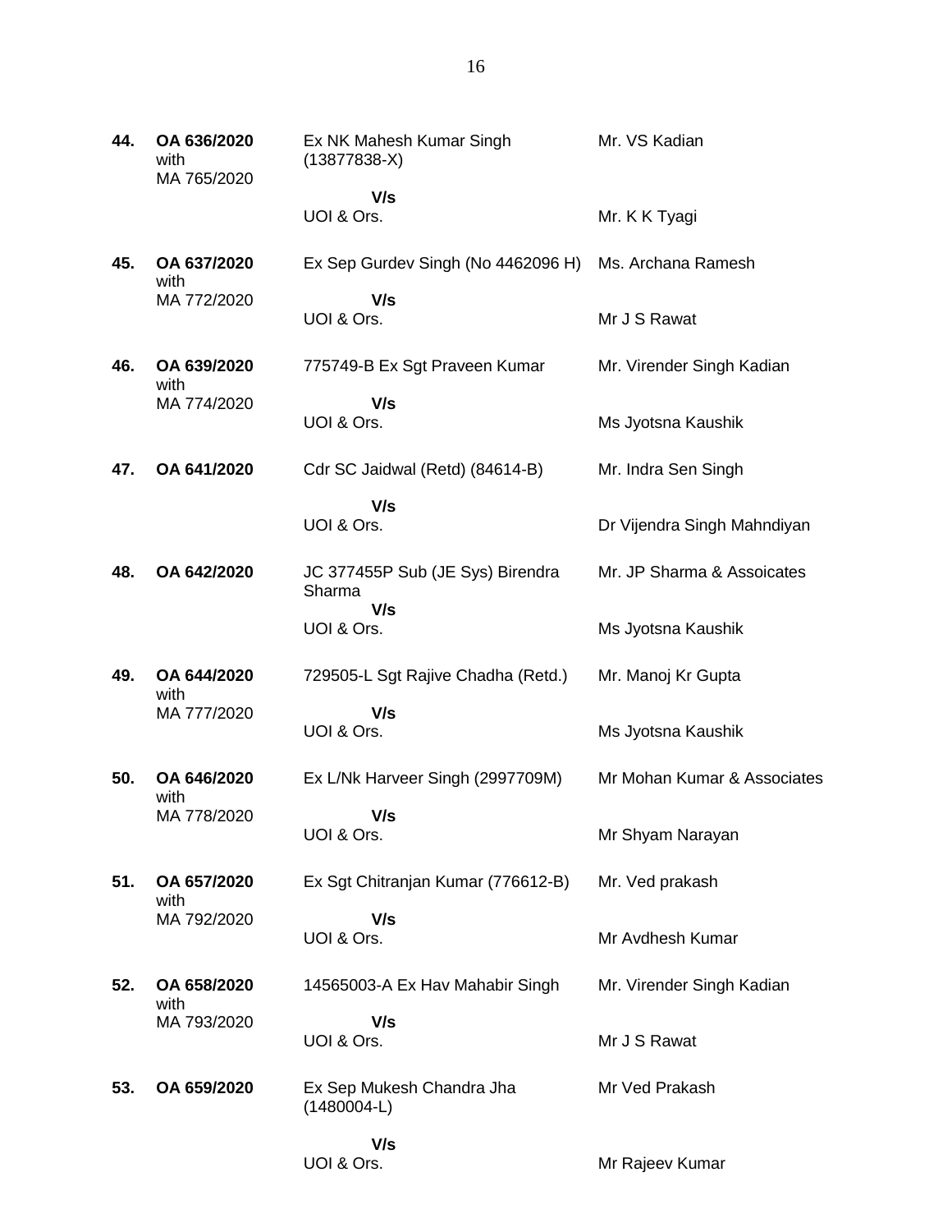| No. | Case No. | Parties | Counsel |
|---|---|---|---|
| **44.** | **OA 636/2020** with MA 765/2020 | Ex NK Mahesh Kumar Singh (13877838-X) **V/s** UOI & Ors. | Mr. VS Kadian / Mr. K K Tyagi |
| **45.** | **OA 637/2020** with MA 772/2020 | Ex Sep Gurdev Singh (No 4462096 H) **V/s** UOI & Ors. | Ms. Archana Ramesh / Mr J S Rawat |
| **46.** | **OA 639/2020** with MA 774/2020 | 775749-B Ex Sgt Praveen Kumar **V/s** UOI & Ors. | Mr. Virender Singh Kadian / Ms Jyotsna Kaushik |
| **47.** | **OA 641/2020** | Cdr SC Jaidwal (Retd) (84614-B) **V/s** UOI & Ors. | Mr. Indra Sen Singh / Dr Vijendra Singh Mahndiyan |
| **48.** | **OA 642/2020** | JC 377455P Sub (JE Sys) Birendra Sharma **V/s** UOI & Ors. | Mr. JP Sharma & Assoicates / Ms Jyotsna Kaushik |
| **49.** | **OA 644/2020** with MA 777/2020 | 729505-L Sgt Rajive Chadha (Retd.) **V/s** UOI & Ors. | Mr. Manoj Kr Gupta / Ms Jyotsna Kaushik |
| **50.** | **OA 646/2020** with MA 778/2020 | Ex L/Nk Harveer Singh (2997709M) **V/s** UOI & Ors. | Mr Mohan Kumar & Associates / Mr Shyam Narayan |
| **51.** | **OA 657/2020** with MA 792/2020 | Ex Sgt Chitranjan Kumar (776612-B) **V/s** UOI & Ors. | Mr. Ved prakash / Mr Avdhesh Kumar |
| **52.** | **OA 658/2020** with MA 793/2020 | 14565003-A Ex Hav Mahabir Singh **V/s** UOI & Ors. | Mr. Virender Singh Kadian / Mr J S Rawat |
| **53.** | **OA 659/2020** | Ex Sep Mukesh Chandra Jha (1480004-L) **V/s** UOI & Ors. | Mr Ved Prakash / Mr Rajeev Kumar |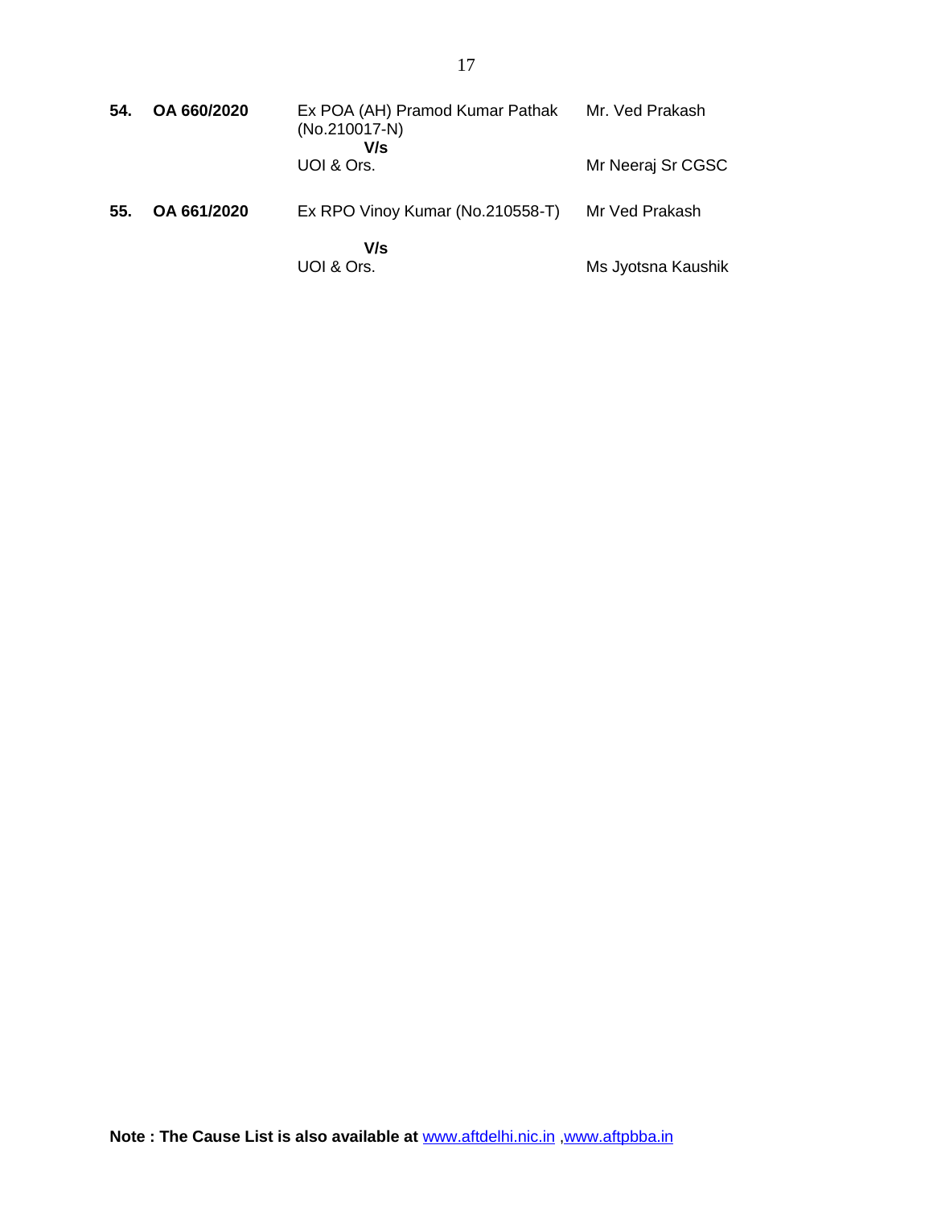| | | | |
|---|---|---|---|
| **54.** | **OA 660/2020** | Ex POA (AH) Pramod Kumar Pathak (No.210017-N) | Mr. Ved Prakash |
| | | **V/s** | |
| | | UOI & Ors. | Mr Neeraj Sr CGSC |
| **55.** | **OA 661/2020** | Ex RPO Vinoy Kumar (No.210558-T) | Mr Ved Prakash |
| | | **V/s** | |
| | | UOI & Ors. | Ms Jyotsna Kaushik |

**Note : The Cause List is also available at** www.aftdelhi.nic.in ,www.aftpbba.in